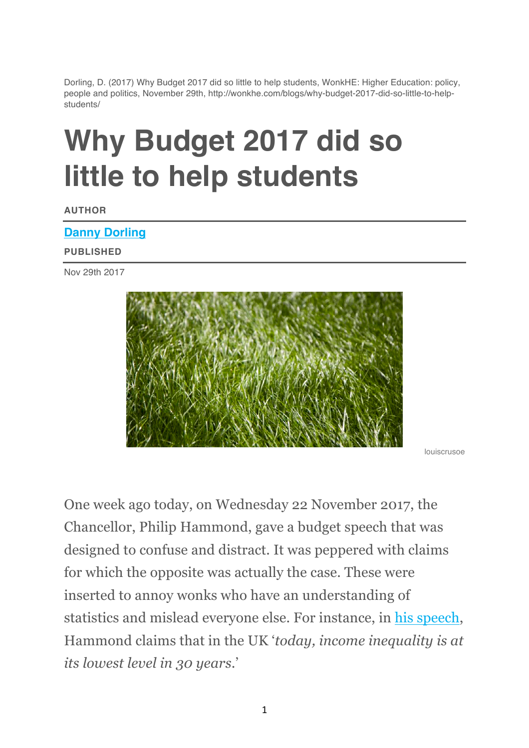Dorling, D. (2017) Why Budget 2017 did so little to help students, WonkHE: Higher Education: policy, people and politics, November 29th, http://wonkhe.com/blogs/why-budget-2017-did-so-little-to-help-students/

# Why Budget 2017 did so little to help students

**AUTHOR**

**Danny Dorling**

**PUBLISHED**

Nov 29th 2017

louiscrusoe

One week ago today, on Wednesday 22 November 2017, the Chancellor, Philip Hammond, gave a budget speech that was designed to confuse and distract. It was peppered with claims for which the opposite was actually the case. These were inserted to annoy wonks who have an understanding of statistics and mislead everyone else. For instance, in his speech, Hammond claims that in the UK '*today, income inequality is at its lowest level in 30 years*.'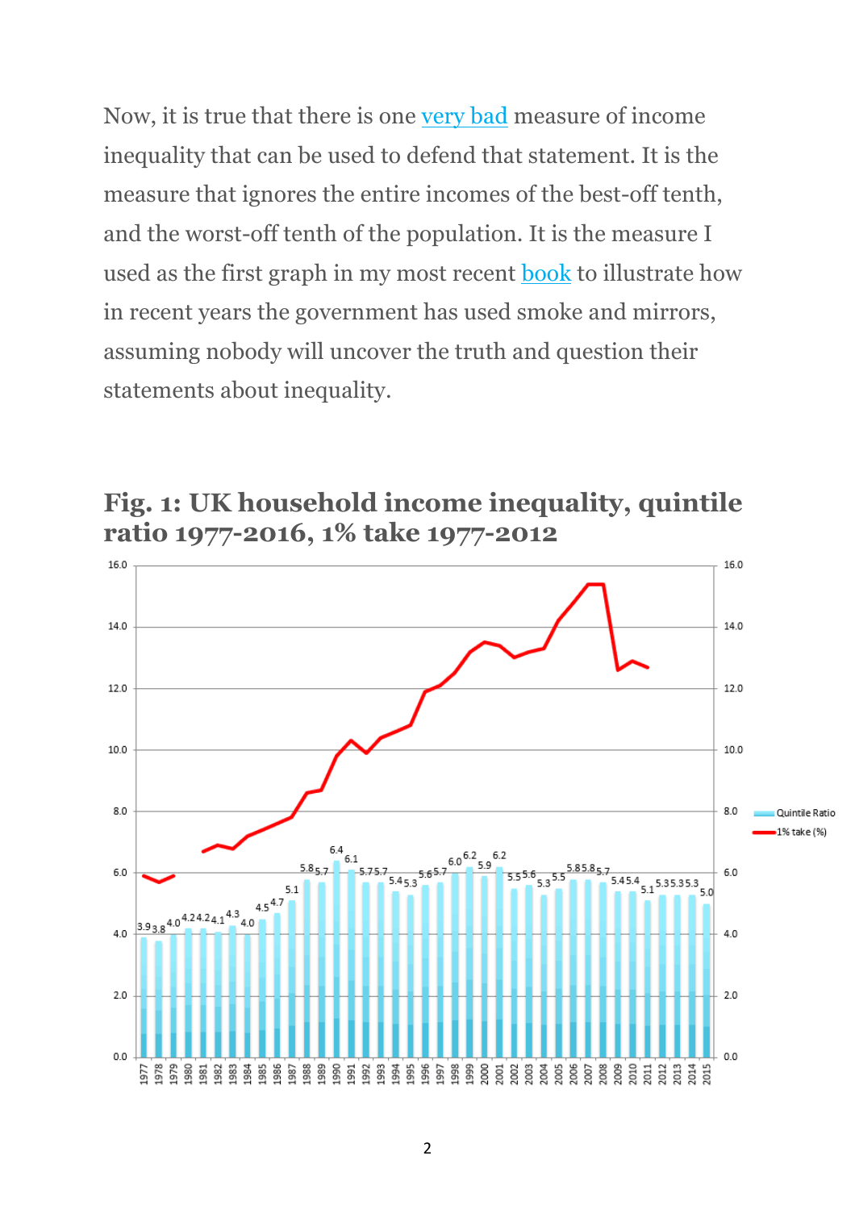Now, it is true that there is one very bad measure of income inequality that can be used to defend that statement. It is the measure that ignores the entire incomes of the best-off tenth, and the worst-off tenth of the population. It is the measure I used as the first graph in my most recent book to illustrate how in recent years the government has used smoke and mirrors, assuming nobody will uncover the truth and question their statements about inequality.

## Fig. 1: UK household income inequality, quintile ratio 1977-2016, 1% take 1977-2012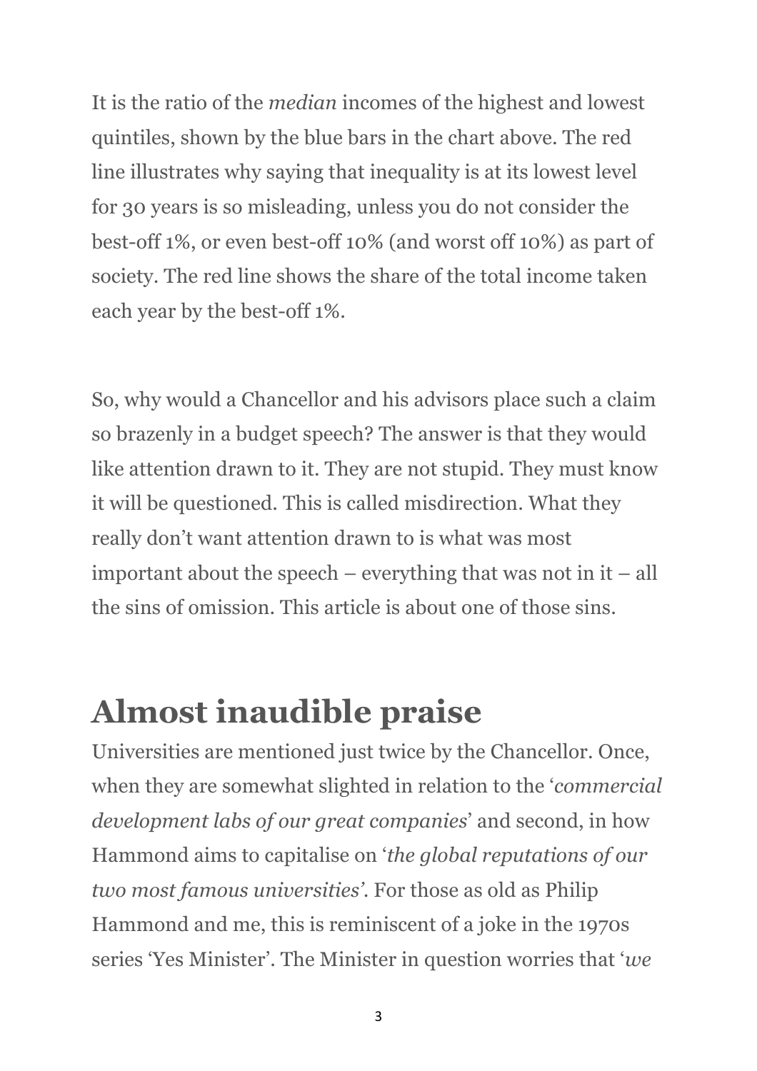It is the ratio of the *median* incomes of the highest and lowest quintiles, shown by the blue bars in the chart above. The red line illustrates why saying that inequality is at its lowest level for 30 years is so misleading, unless you do not consider the best-off 1%, or even best-off 10% (and worst off 10%) as part of society. The red line shows the share of the total income taken each year by the best-off 1%.

So, why would a Chancellor and his advisors place such a claim so brazenly in a budget speech? The answer is that they would like attention drawn to it. They are not stupid. They must know it will be questioned. This is called misdirection. What they really don't want attention drawn to is what was most important about the speech – everything that was not in it – all the sins of omission. This article is about one of those sins.

## Almost inaudible praise

Universities are mentioned just twice by the Chancellor. Once, when they are somewhat slighted in relation to the '*commercial development labs of our great companies*' and second, in how Hammond aims to capitalise on '*the global reputations of our two most famous universities*'. For those as old as Philip Hammond and me, this is reminiscent of a joke in the 1970s series 'Yes Minister'. The Minister in question worries that '*we*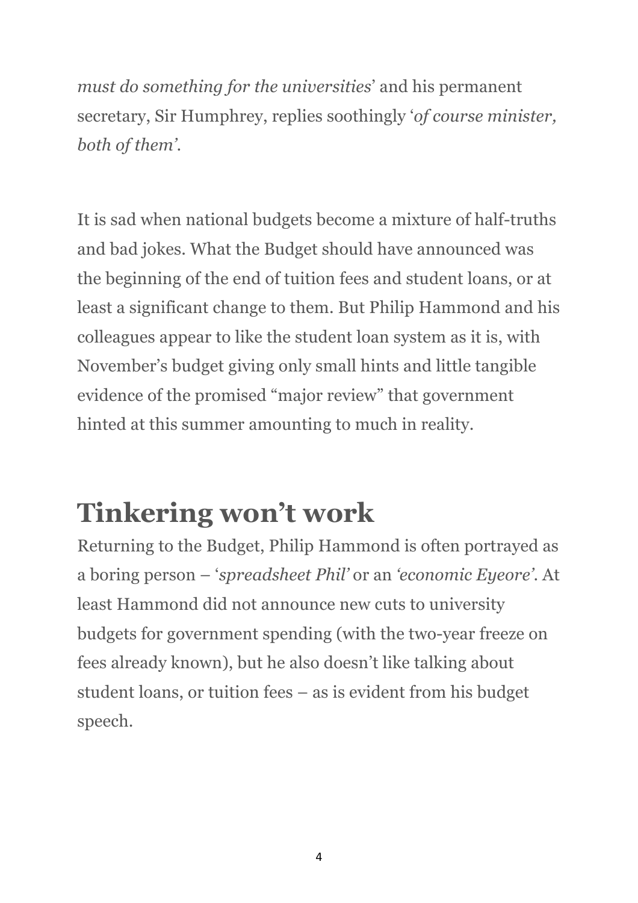*must do something for the universities*' and his permanent secretary, Sir Humphrey, replies soothingly '*of course minister, both of them'*.

It is sad when national budgets become a mixture of half-truths and bad jokes. What the Budget should have announced was the beginning of the end of tuition fees and student loans, or at least a significant change to them. But Philip Hammond and his colleagues appear to like the student loan system as it is, with November's budget giving only small hints and little tangible evidence of the promised "major review" that government hinted at this summer amounting to much in reality.

## Tinkering won't work

Returning to the Budget, Philip Hammond is often portrayed as a boring person – '*spreadsheet Phil'* or an *'economic Eyeore'*. At least Hammond did not announce new cuts to university budgets for government spending (with the two-year freeze on fees already known), but he also doesn't like talking about student loans, or tuition fees – as is evident from his budget speech.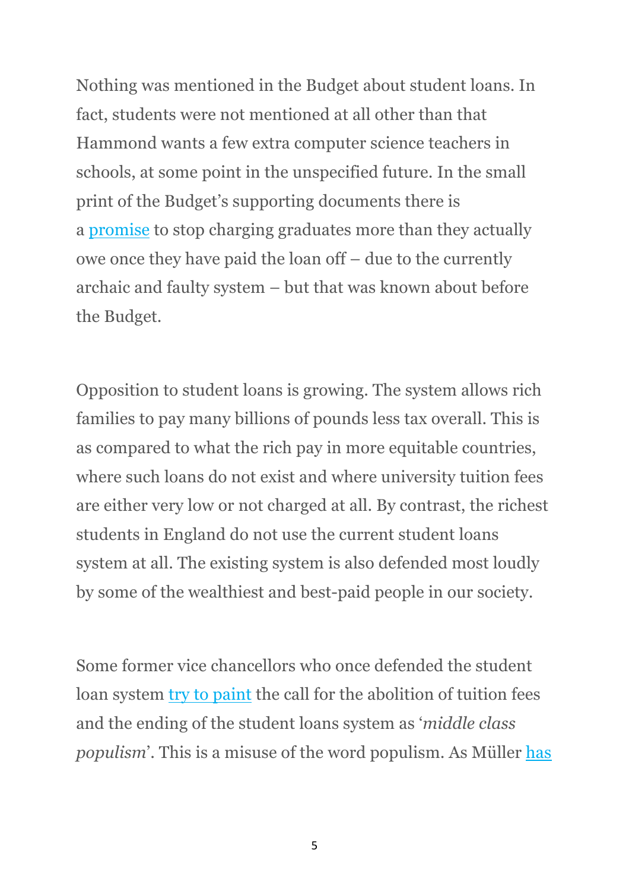Nothing was mentioned in the Budget about student loans. In fact, students were not mentioned at all other than that Hammond wants a few extra computer science teachers in schools, at some point in the unspecified future. In the small print of the Budget's supporting documents there is a promise to stop charging graduates more than they actually owe once they have paid the loan off – due to the currently archaic and faulty system – but that was known about before the Budget.

Opposition to student loans is growing. The system allows rich families to pay many billions of pounds less tax overall. This is as compared to what the rich pay in more equitable countries, where such loans do not exist and where university tuition fees are either very low or not charged at all. By contrast, the richest students in England do not use the current student loans system at all. The existing system is also defended most loudly by some of the wealthiest and best-paid people in our society.

Some former vice chancellors who once defended the student loan system try to paint the call for the abolition of tuition fees and the ending of the student loans system as '*middle class populism*'. This is a misuse of the word populism. As Müller has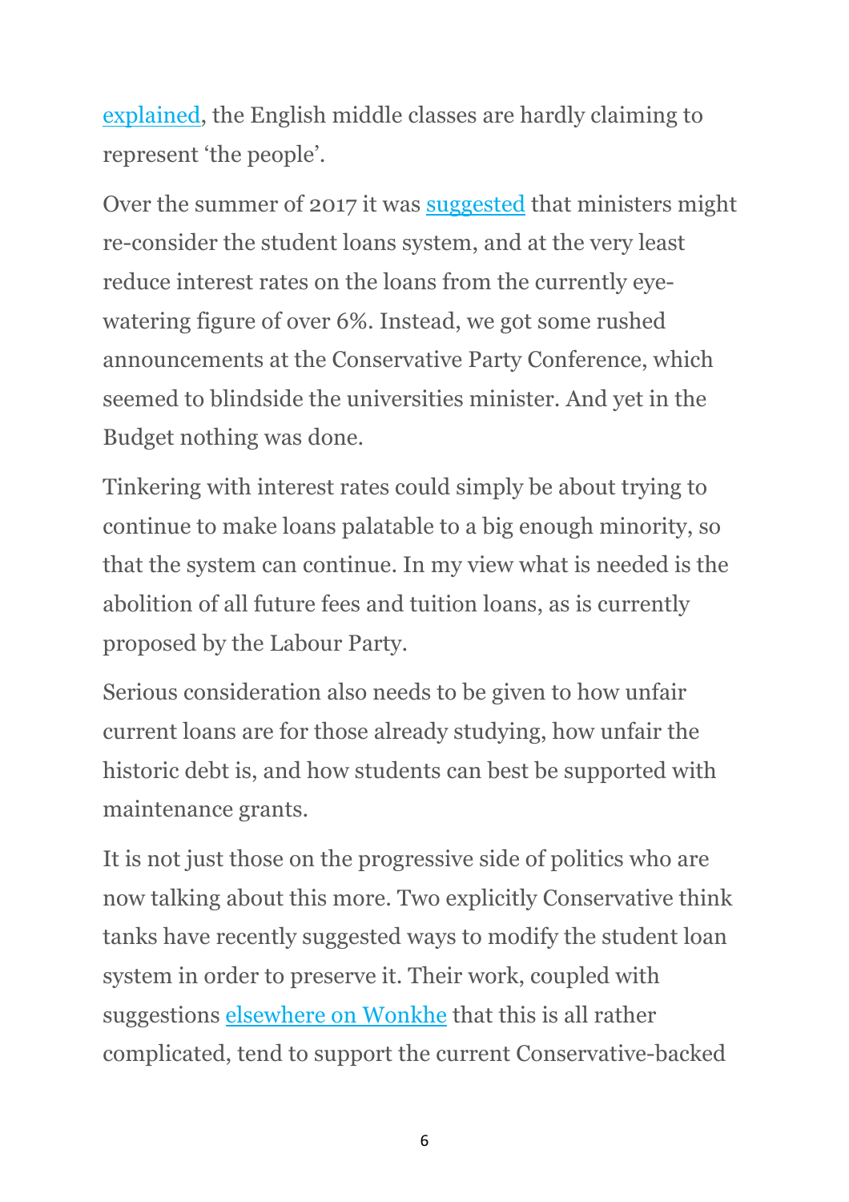explained, the English middle classes are hardly claiming to represent 'the people'.

Over the summer of 2017 it was suggested that ministers might re-consider the student loans system, and at the very least reduce interest rates on the loans from the currently eye-watering figure of over 6%. Instead, we got some rushed announcements at the Conservative Party Conference, which seemed to blindside the universities minister. And yet in the Budget nothing was done.

Tinkering with interest rates could simply be about trying to continue to make loans palatable to a big enough minority, so that the system can continue. In my view what is needed is the abolition of all future fees and tuition loans, as is currently proposed by the Labour Party.

Serious consideration also needs to be given to how unfair current loans are for those already studying, how unfair the historic debt is, and how students can best be supported with maintenance grants.

It is not just those on the progressive side of politics who are now talking about this more. Two explicitly Conservative think tanks have recently suggested ways to modify the student loan system in order to preserve it. Their work, coupled with suggestions elsewhere on Wonkhe that this is all rather complicated, tend to support the current Conservative-backed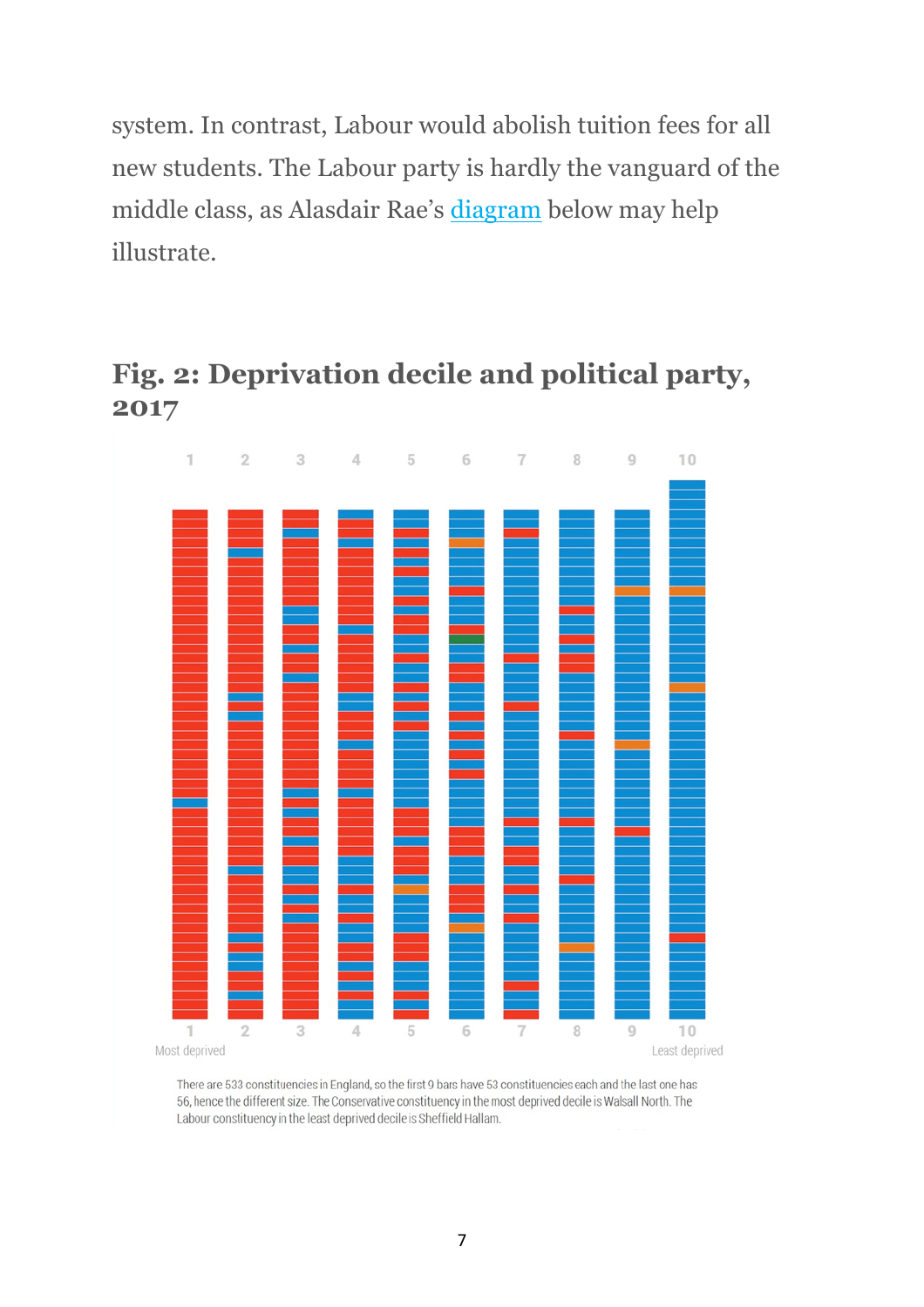system. In contrast, Labour would abolish tuition fees for all new students. The Labour party is hardly the vanguard of the middle class, as Alasdair Rae's [diagram](#) below may help illustrate.

## Fig. 2: Deprivation decile and political party, 2017

1 2 3 4 5 6 7 8 9 10

1 2 3 4 5 6 7 8 9 10

Most deprived Least deprived

There are 533 constituencies in England, so the first 9 bars have 53 constituencies each and the last one has 56, hence the different size. The Conservative constituency in the most deprived decile is Walsall North. The Labour constituency in the least deprived decile is Sheffield Hallam.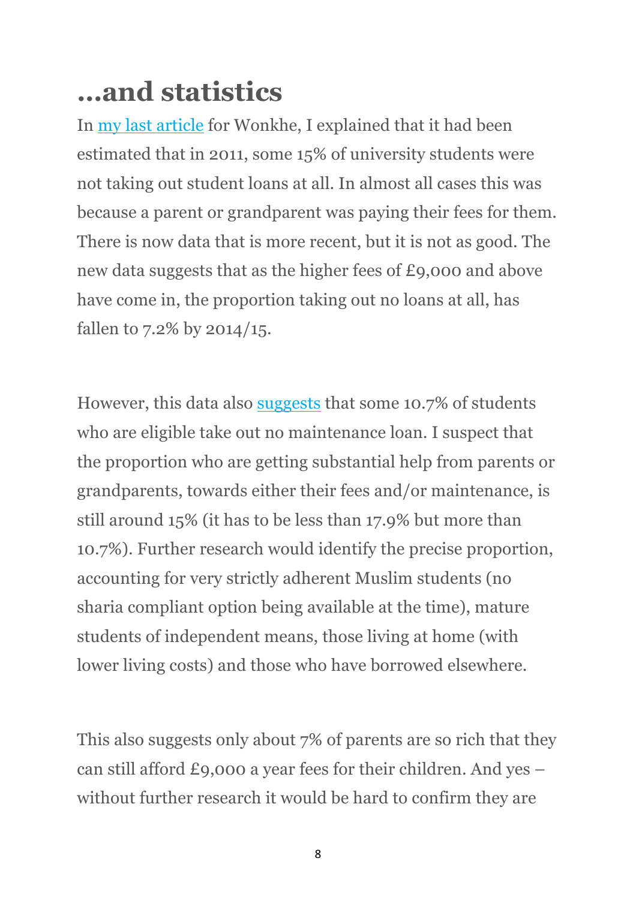# ...and statistics

In my last article for Wonkhe, I explained that it had been estimated that in 2011, some 15% of university students were not taking out student loans at all. In almost all cases this was because a parent or grandparent was paying their fees for them. There is now data that is more recent, but it is not as good. The new data suggests that as the higher fees of £9,000 and above have come in, the proportion taking out no loans at all, has fallen to 7.2% by 2014/15.

However, this data also suggests that some 10.7% of students who are eligible take out no maintenance loan. I suspect that the proportion who are getting substantial help from parents or grandparents, towards either their fees and/or maintenance, is still around 15% (it has to be less than 17.9% but more than 10.7%). Further research would identify the precise proportion, accounting for very strictly adherent Muslim students (no sharia compliant option being available at the time), mature students of independent means, those living at home (with lower living costs) and those who have borrowed elsewhere.

This also suggests only about 7% of parents are so rich that they can still afford £9,000 a year fees for their children. And yes – without further research it would be hard to confirm they are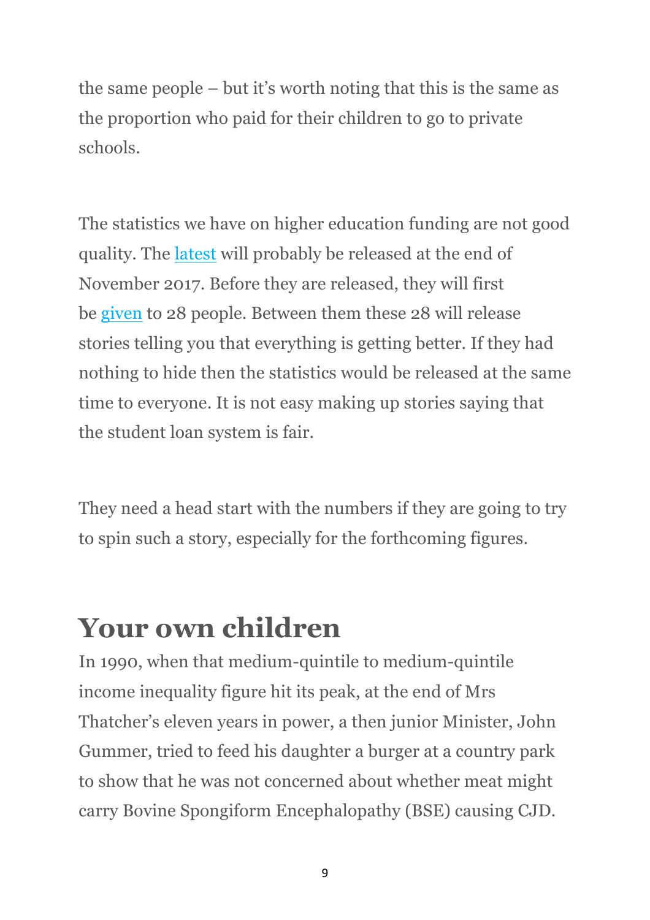the same people – but it's worth noting that this is the same as the proportion who paid for their children to go to private schools.

The statistics we have on higher education funding are not good quality. The latest will probably be released at the end of November 2017. Before they are released, they will first be given to 28 people. Between them these 28 will release stories telling you that everything is getting better. If they had nothing to hide then the statistics would be released at the same time to everyone. It is not easy making up stories saying that the student loan system is fair.

They need a head start with the numbers if they are going to try to spin such a story, especially for the forthcoming figures.

## Your own children

In 1990, when that medium-quintile to medium-quintile income inequality figure hit its peak, at the end of Mrs Thatcher's eleven years in power, a then junior Minister, John Gummer, tried to feed his daughter a burger at a country park to show that he was not concerned about whether meat might carry Bovine Spongiform Encephalopathy (BSE) causing CJD.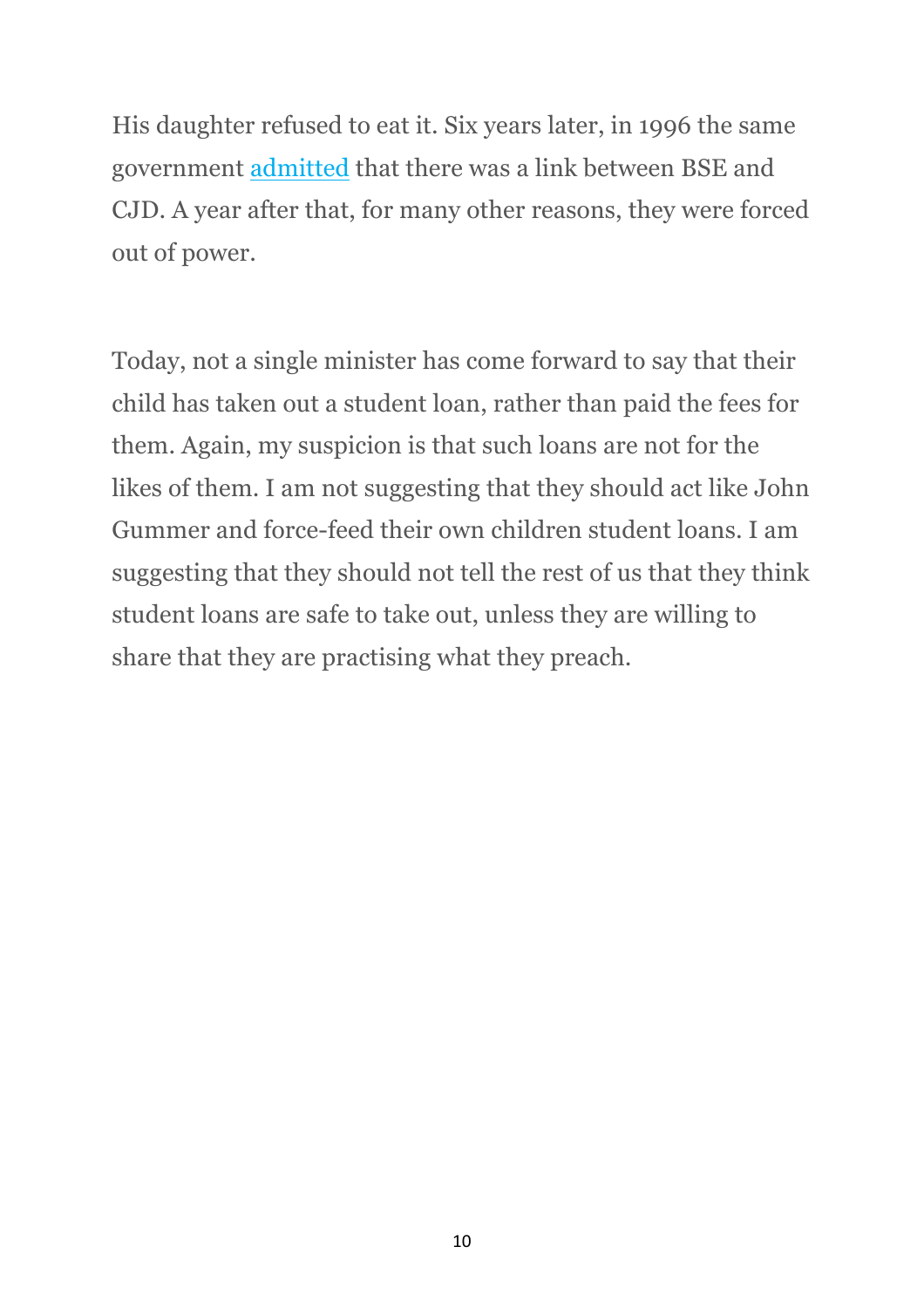His daughter refused to eat it. Six years later, in 1996 the same government admitted that there was a link between BSE and CJD. A year after that, for many other reasons, they were forced out of power.

Today, not a single minister has come forward to say that their child has taken out a student loan, rather than paid the fees for them. Again, my suspicion is that such loans are not for the likes of them. I am not suggesting that they should act like John Gummer and force-feed their own children student loans. I am suggesting that they should not tell the rest of us that they think student loans are safe to take out, unless they are willing to share that they are practising what they preach.